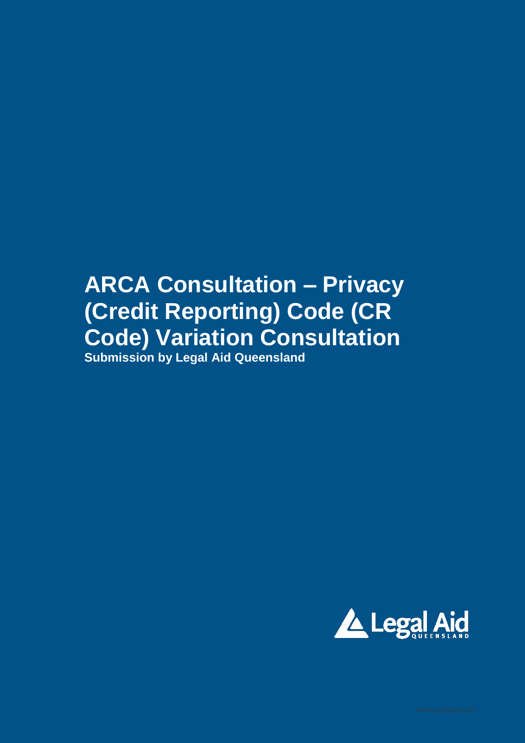# ARCA Consultation – Privacy (Credit Reporting) Code (CR Code) Variation Consultation

**Submission by Legal Aid Queensland**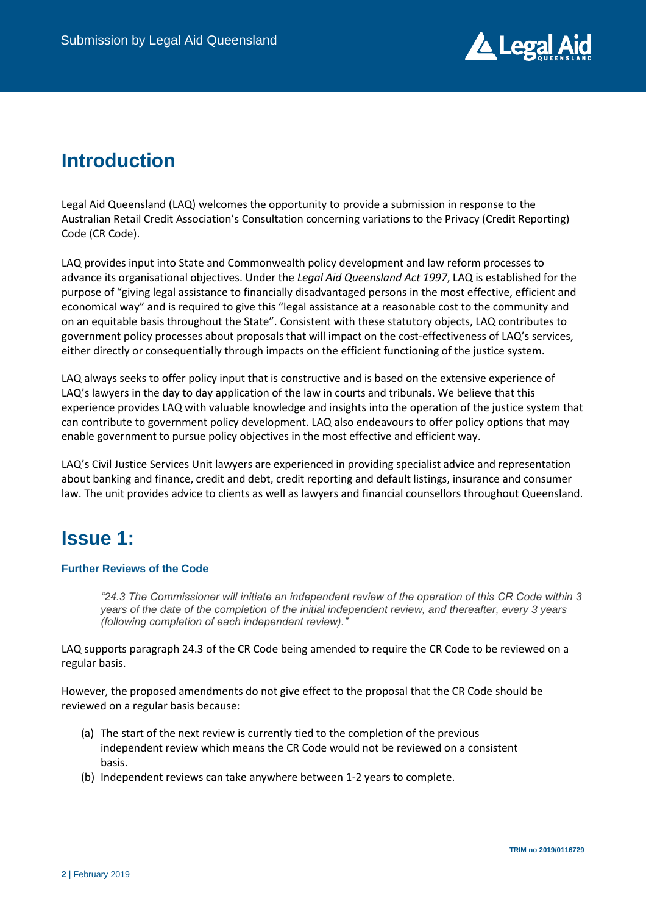# Introduction

Legal Aid Queensland (LAQ) welcomes the opportunity to provide a submission in response to the Australian Retail Credit Association's Consultation concerning variations to the Privacy (Credit Reporting) Code (CR Code).

LAQ provides input into State and Commonwealth policy development and law reform processes to advance its organisational objectives. Under the *Legal Aid Queensland Act 1997*, LAQ is established for the purpose of "giving legal assistance to financially disadvantaged persons in the most effective, efficient and economical way" and is required to give this "legal assistance at a reasonable cost to the community and on an equitable basis throughout the State". Consistent with these statutory objects, LAQ contributes to government policy processes about proposals that will impact on the cost-effectiveness of LAQ's services, either directly or consequentially through impacts on the efficient functioning of the justice system.

LAQ always seeks to offer policy input that is constructive and is based on the extensive experience of LAQ's lawyers in the day to day application of the law in courts and tribunals. We believe that this experience provides LAQ with valuable knowledge and insights into the operation of the justice system that can contribute to government policy development. LAQ also endeavours to offer policy options that may enable government to pursue policy objectives in the most effective and efficient way.

LAQ's Civil Justice Services Unit lawyers are experienced in providing specialist advice and representation about banking and finance, credit and debt, credit reporting and default listings, insurance and consumer law. The unit provides advice to clients as well as lawyers and financial counsellors throughout Queensland.

# Issue 1:

### Further Reviews of the Code

> *"24.3 The Commissioner will initiate an independent review of the operation of this CR Code within 3 years of the date of the completion of the initial independent review, and thereafter, every 3 years (following completion of each independent review)."*

LAQ supports paragraph 24.3 of the CR Code being amended to require the CR Code to be reviewed on a regular basis.

However, the proposed amendments do not give effect to the proposal that the CR Code should be reviewed on a regular basis because:

(a) The start of the next review is currently tied to the completion of the previous independent review which means the CR Code would not be reviewed on a consistent basis.

(b) Independent reviews can take anywhere between 1-2 years to complete.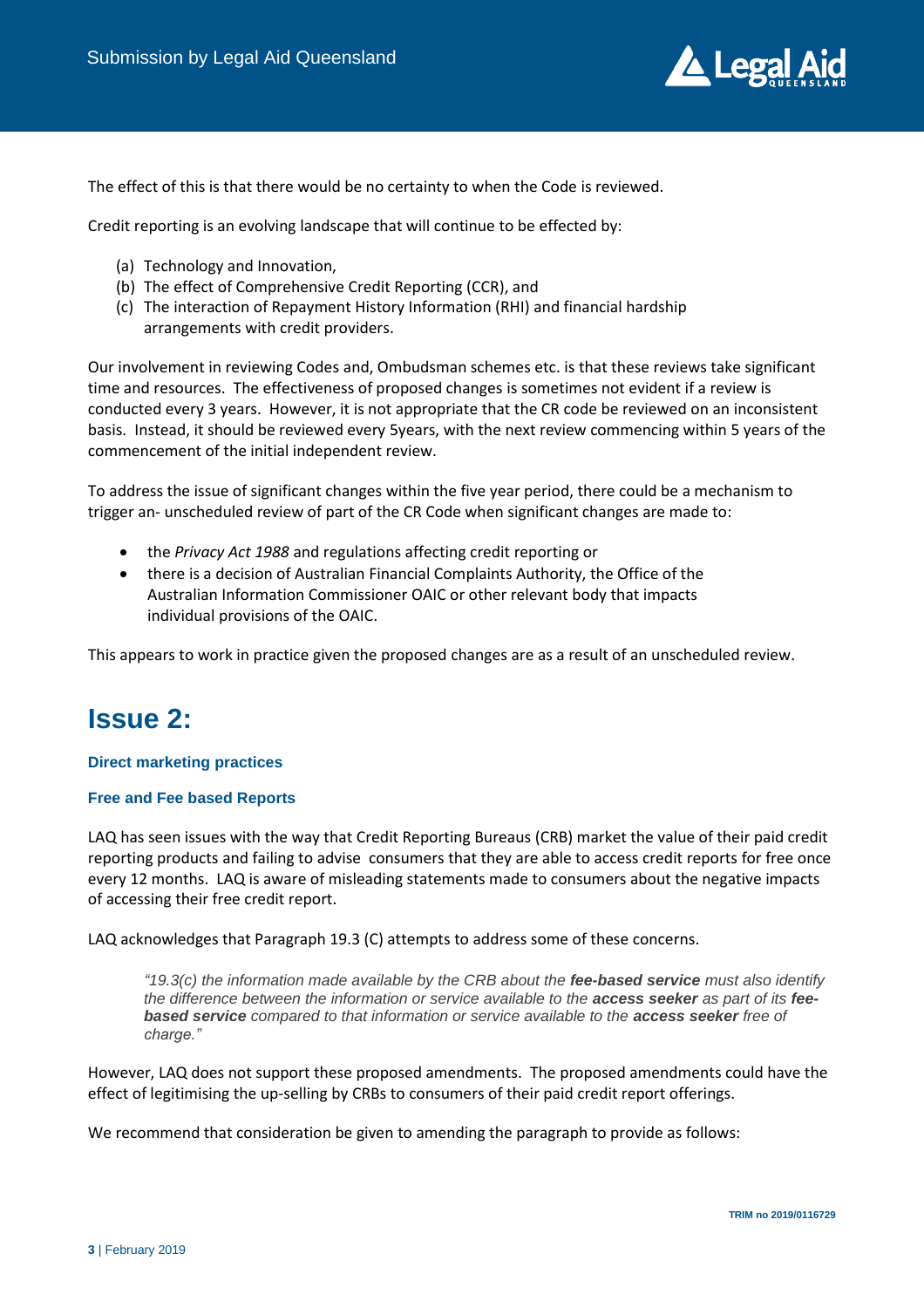The effect of this is that there would be no certainty to when the Code is reviewed.

Credit reporting is an evolving landscape that will continue to be effected by:

(a) Technology and Innovation,
(b) The effect of Comprehensive Credit Reporting (CCR), and
(c) The interaction of Repayment History Information (RHI) and financial hardship arrangements with credit providers.

Our involvement in reviewing Codes and, Ombudsman schemes etc. is that these reviews take significant time and resources. The effectiveness of proposed changes is sometimes not evident if a review is conducted every 3 years. However, it is not appropriate that the CR code be reviewed on an inconsistent basis. Instead, it should be reviewed every 5years, with the next review commencing within 5 years of the commencement of the initial independent review.

To address the issue of significant changes within the five year period, there could be a mechanism to trigger an- unscheduled review of part of the CR Code when significant changes are made to:

- the *Privacy Act 1988* and regulations affecting credit reporting or
- there is a decision of Australian Financial Complaints Authority, the Office of the Australian Information Commissioner OAIC or other relevant body that impacts individual provisions of the OAIC.

This appears to work in practice given the proposed changes are as a result of an unscheduled review.

# Issue 2:

### Direct marketing practices

### Free and Fee based Reports

LAQ has seen issues with the way that Credit Reporting Bureaus (CRB) market the value of their paid credit reporting products and failing to advise consumers that they are able to access credit reports for free once every 12 months. LAQ is aware of misleading statements made to consumers about the negative impacts of accessing their free credit report.

LAQ acknowledges that Paragraph 19.3 (C) attempts to address some of these concerns.

> *"19.3(c) the information made available by the CRB about the **fee-based service** must also identify the difference between the information or service available to the **access seeker** as part of its **fee-based service** compared to that information or service available to the **access seeker** free of charge."*

However, LAQ does not support these proposed amendments. The proposed amendments could have the effect of legitimising the up-selling by CRBs to consumers of their paid credit report offerings.

We recommend that consideration be given to amending the paragraph to provide as follows:

TRIM no 2019/0116729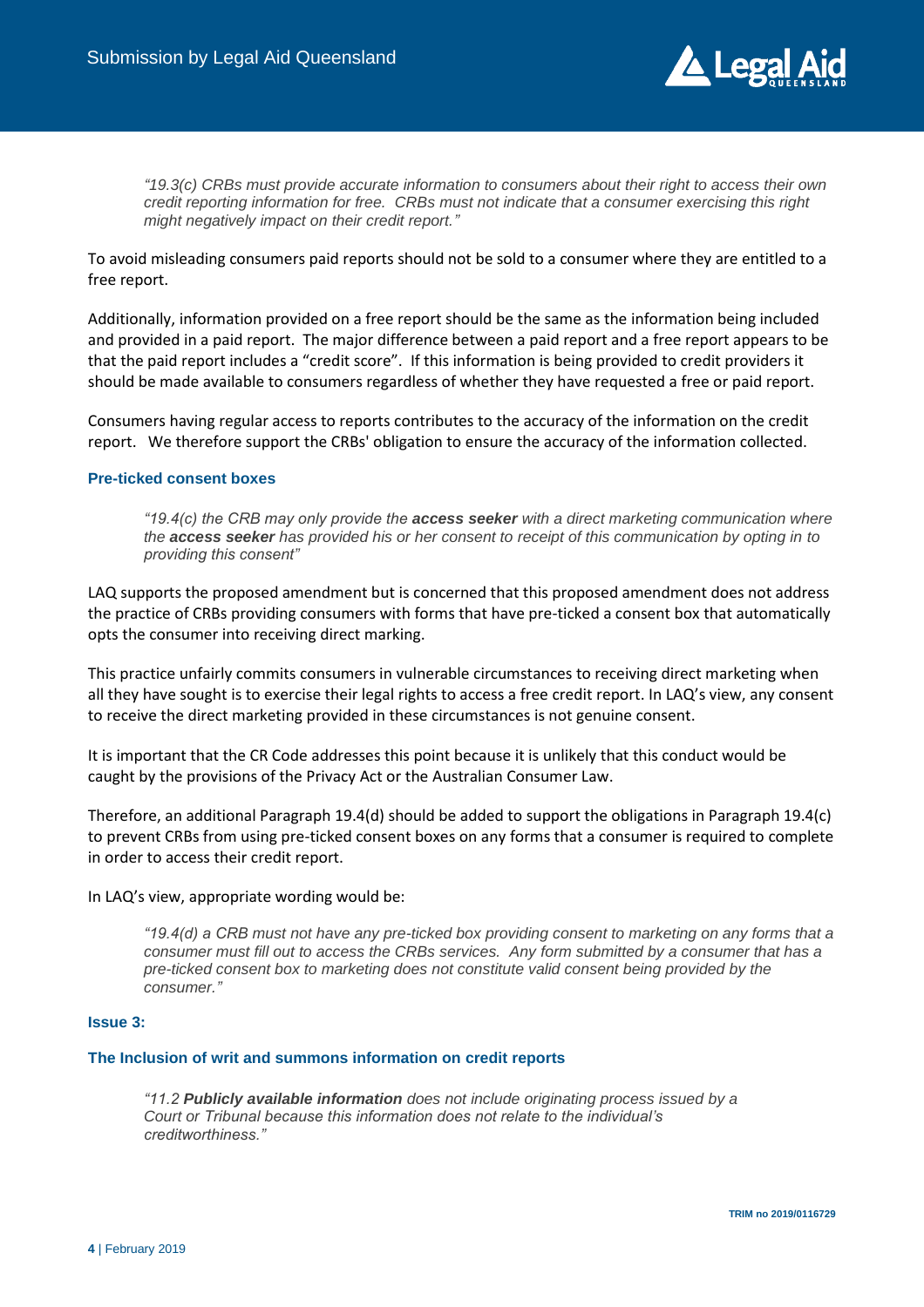> *"19.3(c) CRBs must provide accurate information to consumers about their right to access their own credit reporting information for free. CRBs must not indicate that a consumer exercising this right might negatively impact on their credit report."*

To avoid misleading consumers paid reports should not be sold to a consumer where they are entitled to a free report.

Additionally, information provided on a free report should be the same as the information being included and provided in a paid report. The major difference between a paid report and a free report appears to be that the paid report includes a "credit score". If this information is being provided to credit providers it should be made available to consumers regardless of whether they have requested a free or paid report.

Consumers having regular access to reports contributes to the accuracy of the information on the credit report. We therefore support the CRBs' obligation to ensure the accuracy of the information collected.

### Pre-ticked consent boxes

> *"19.4(c) the CRB may only provide the* ***access seeker*** *with a direct marketing communication where the* ***access seeker*** *has provided his or her consent to receipt of this communication by opting in to providing this consent"*

LAQ supports the proposed amendment but is concerned that this proposed amendment does not address the practice of CRBs providing consumers with forms that have pre-ticked a consent box that automatically opts the consumer into receiving direct marking.

This practice unfairly commits consumers in vulnerable circumstances to receiving direct marketing when all they have sought is to exercise their legal rights to access a free credit report. In LAQ's view, any consent to receive the direct marketing provided in these circumstances is not genuine consent.

It is important that the CR Code addresses this point because it is unlikely that this conduct would be caught by the provisions of the Privacy Act or the Australian Consumer Law.

Therefore, an additional Paragraph 19.4(d) should be added to support the obligations in Paragraph 19.4(c) to prevent CRBs from using pre-ticked consent boxes on any forms that a consumer is required to complete in order to access their credit report.

In LAQ's view, appropriate wording would be:

> *"19.4(d) a CRB must not have any pre-ticked box providing consent to marketing on any forms that a consumer must fill out to access the CRBs services. Any form submitted by a consumer that has a pre-ticked consent box to marketing does not constitute valid consent being provided by the consumer."*

### Issue 3:

### The Inclusion of writ and summons information on credit reports

> *"11.2* ***Publicly available information*** *does not include originating process issued by a Court or Tribunal because this information does not relate to the individual's creditworthiness."*

TRIM no 2019/0116729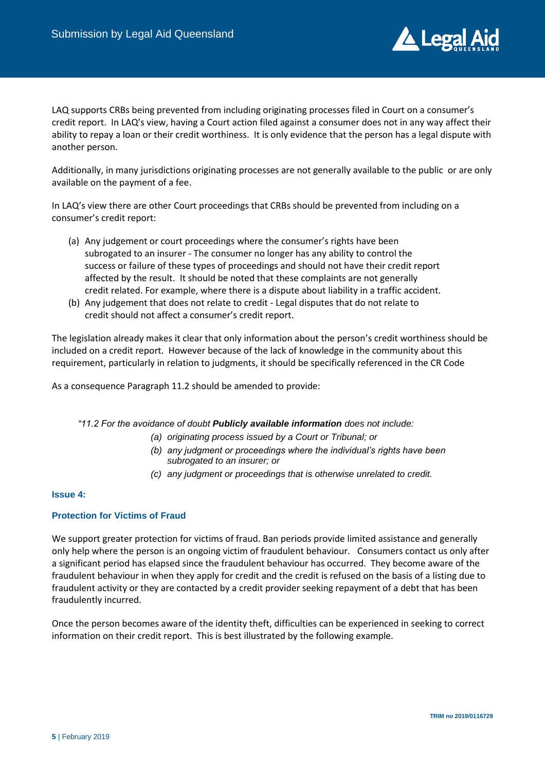LAQ supports CRBs being prevented from including originating processes filed in Court on a consumer's credit report. In LAQ's view, having a Court action filed against a consumer does not in any way affect their ability to repay a loan or their credit worthiness. It is only evidence that the person has a legal dispute with another person.

Additionally, in many jurisdictions originating processes are not generally available to the public or are only available on the payment of a fee.

In LAQ's view there are other Court proceedings that CRBs should be prevented from including on a consumer's credit report:

(a) Any judgement or court proceedings where the consumer's rights have been subrogated to an insurer - The consumer no longer has any ability to control the success or failure of these types of proceedings and should not have their credit report affected by the result. It should be noted that these complaints are not generally credit related. For example, where there is a dispute about liability in a traffic accident.

(b) Any judgement that does not relate to credit - Legal disputes that do not relate to credit should not affect a consumer's credit report.

The legislation already makes it clear that only information about the person's credit worthiness should be included on a credit report. However because of the lack of knowledge in the community about this requirement, particularly in relation to judgments, it should be specifically referenced in the CR Code

As a consequence Paragraph 11.2 should be amended to provide:

*"11.2 For the avoidance of doubt **Publicly available information** does not include:*

*(a) originating process issued by a Court or Tribunal; or*

*(b) any judgment or proceedings where the individual's rights have been subrogated to an insurer; or*

*(c) any judgment or proceedings that is otherwise unrelated to credit.*

### Issue 4:

### Protection for Victims of Fraud

We support greater protection for victims of fraud. Ban periods provide limited assistance and generally only help where the person is an ongoing victim of fraudulent behaviour. Consumers contact us only after a significant period has elapsed since the fraudulent behaviour has occurred. They become aware of the fraudulent behaviour in when they apply for credit and the credit is refused on the basis of a listing due to fraudulent activity or they are contacted by a credit provider seeking repayment of a debt that has been fraudulently incurred.

Once the person becomes aware of the identity theft, difficulties can be experienced in seeking to correct information on their credit report. This is best illustrated by the following example.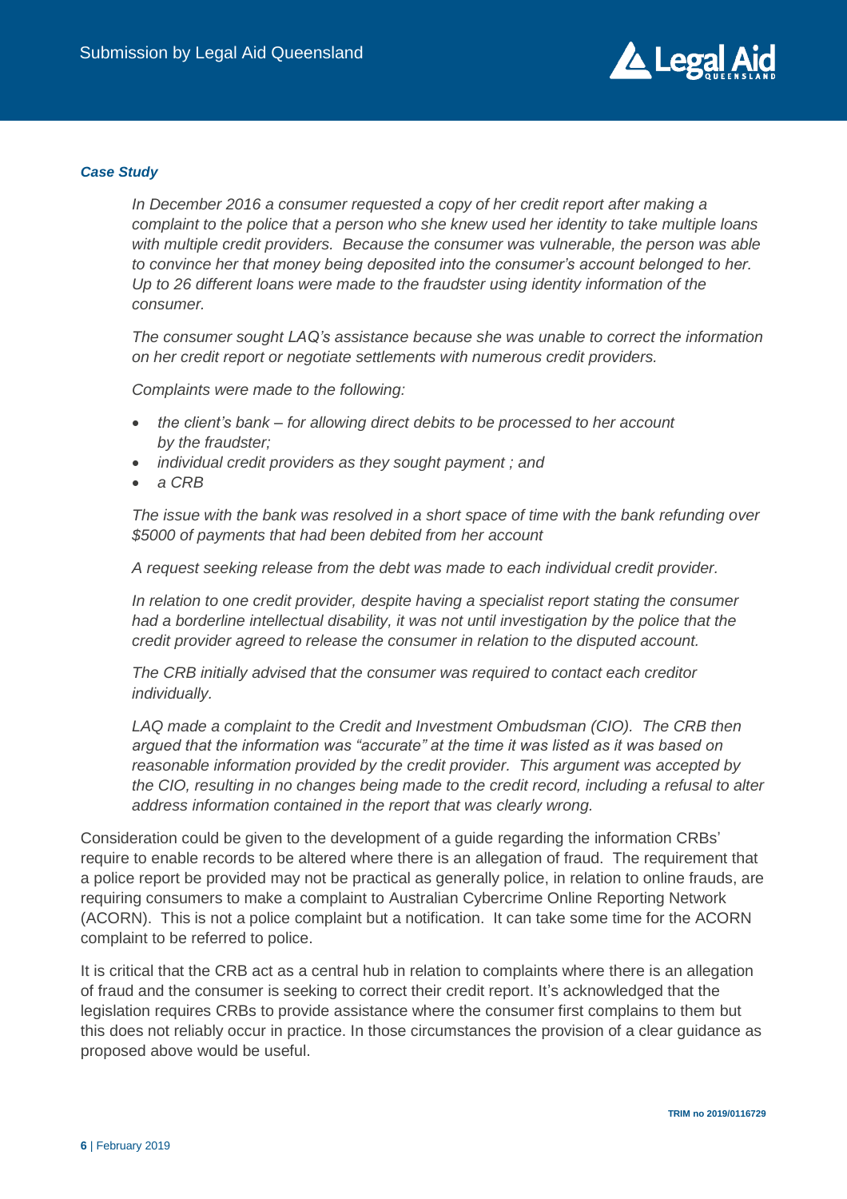***Case Study***

*In December 2016 a consumer requested a copy of her credit report after making a complaint to the police that a person who she knew used her identity to take multiple loans with multiple credit providers. Because the consumer was vulnerable, the person was able to convince her that money being deposited into the consumer's account belonged to her. Up to 26 different loans were made to the fraudster using identity information of the consumer.*

*The consumer sought LAQ's assistance because she was unable to correct the information on her credit report or negotiate settlements with numerous credit providers.*

*Complaints were made to the following:*

- *the client's bank – for allowing direct debits to be processed to her account by the fraudster;*
- *individual credit providers as they sought payment ; and*
- *a CRB*

*The issue with the bank was resolved in a short space of time with the bank refunding over $5000 of payments that had been debited from her account*

*A request seeking release from the debt was made to each individual credit provider.*

*In relation to one credit provider, despite having a specialist report stating the consumer had a borderline intellectual disability, it was not until investigation by the police that the credit provider agreed to release the consumer in relation to the disputed account.*

*The CRB initially advised that the consumer was required to contact each creditor individually.*

*LAQ made a complaint to the Credit and Investment Ombudsman (CIO). The CRB then argued that the information was "accurate" at the time it was listed as it was based on reasonable information provided by the credit provider. This argument was accepted by the CIO, resulting in no changes being made to the credit record, including a refusal to alter address information contained in the report that was clearly wrong.*

Consideration could be given to the development of a guide regarding the information CRBs' require to enable records to be altered where there is an allegation of fraud. The requirement that a police report be provided may not be practical as generally police, in relation to online frauds, are requiring consumers to make a complaint to Australian Cybercrime Online Reporting Network (ACORN). This is not a police complaint but a notification. It can take some time for the ACORN complaint to be referred to police.

It is critical that the CRB act as a central hub in relation to complaints where there is an allegation of fraud and the consumer is seeking to correct their credit report. It's acknowledged that the legislation requires CRBs to provide assistance where the consumer first complains to them but this does not reliably occur in practice. In those circumstances the provision of a clear guidance as proposed above would be useful.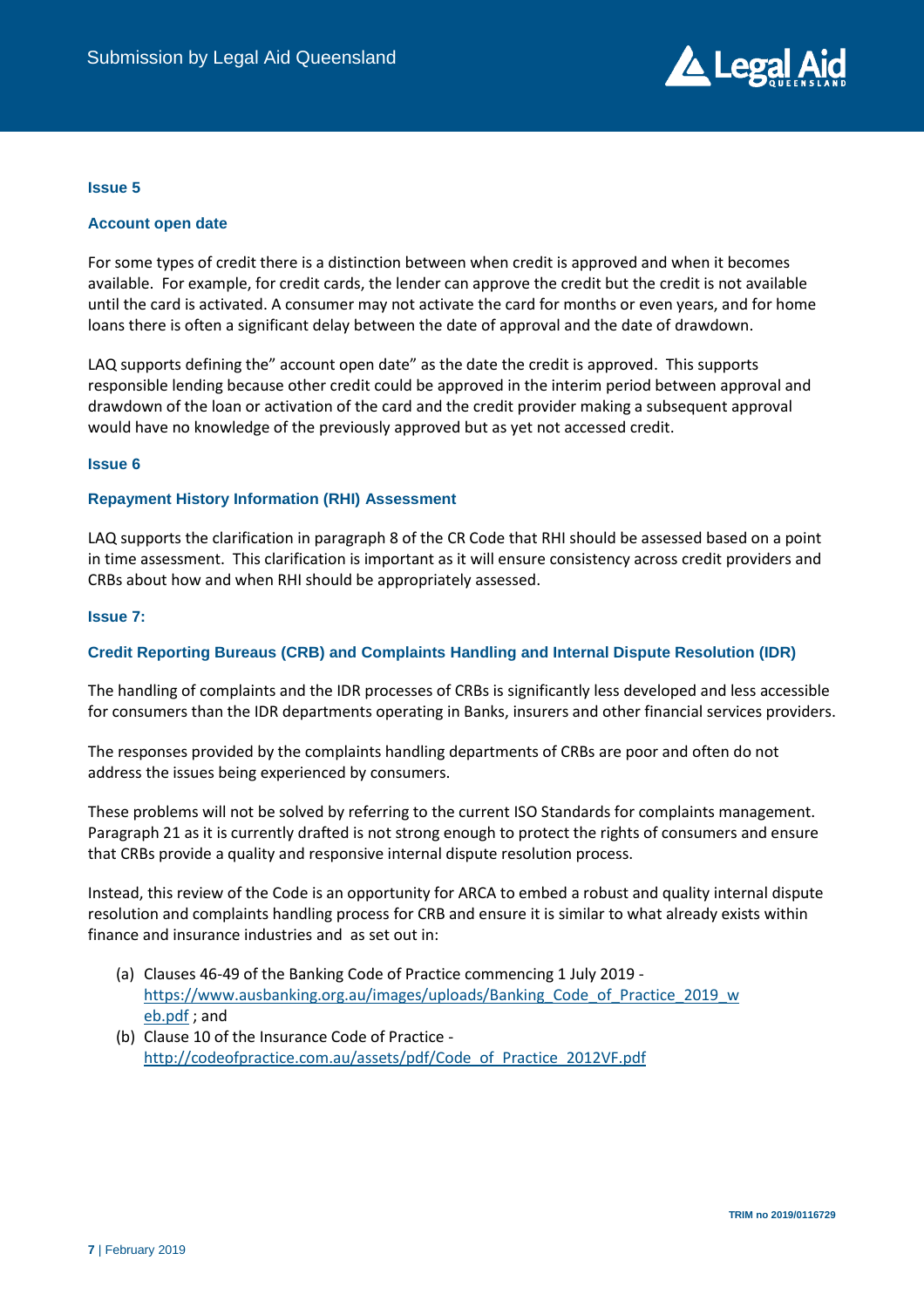### Issue 5

### Account open date

For some types of credit there is a distinction between when credit is approved and when it becomes available. For example, for credit cards, the lender can approve the credit but the credit is not available until the card is activated. A consumer may not activate the card for months or even years, and for home loans there is often a significant delay between the date of approval and the date of drawdown.

LAQ supports defining the" account open date" as the date the credit is approved. This supports responsible lending because other credit could be approved in the interim period between approval and drawdown of the loan or activation of the card and the credit provider making a subsequent approval would have no knowledge of the previously approved but as yet not accessed credit.

### Issue 6

### Repayment History Information (RHI) Assessment

LAQ supports the clarification in paragraph 8 of the CR Code that RHI should be assessed based on a point in time assessment. This clarification is important as it will ensure consistency across credit providers and CRBs about how and when RHI should be appropriately assessed.

### Issue 7:

### Credit Reporting Bureaus (CRB) and Complaints Handling and Internal Dispute Resolution (IDR)

The handling of complaints and the IDR processes of CRBs is significantly less developed and less accessible for consumers than the IDR departments operating in Banks, insurers and other financial services providers.

The responses provided by the complaints handling departments of CRBs are poor and often do not address the issues being experienced by consumers.

These problems will not be solved by referring to the current ISO Standards for complaints management. Paragraph 21 as it is currently drafted is not strong enough to protect the rights of consumers and ensure that CRBs provide a quality and responsive internal dispute resolution process.

Instead, this review of the Code is an opportunity for ARCA to embed a robust and quality internal dispute resolution and complaints handling process for CRB and ensure it is similar to what already exists within finance and insurance industries and as set out in:

(a) Clauses 46-49 of the Banking Code of Practice commencing 1 July 2019 - https://www.ausbanking.org.au/images/uploads/Banking_Code_of_Practice_2019_web.pdf ; and

(b) Clause 10 of the Insurance Code of Practice - http://codeofpractice.com.au/assets/pdf/Code_of_Practice_2012VF.pdf

TRIM no 2019/0116729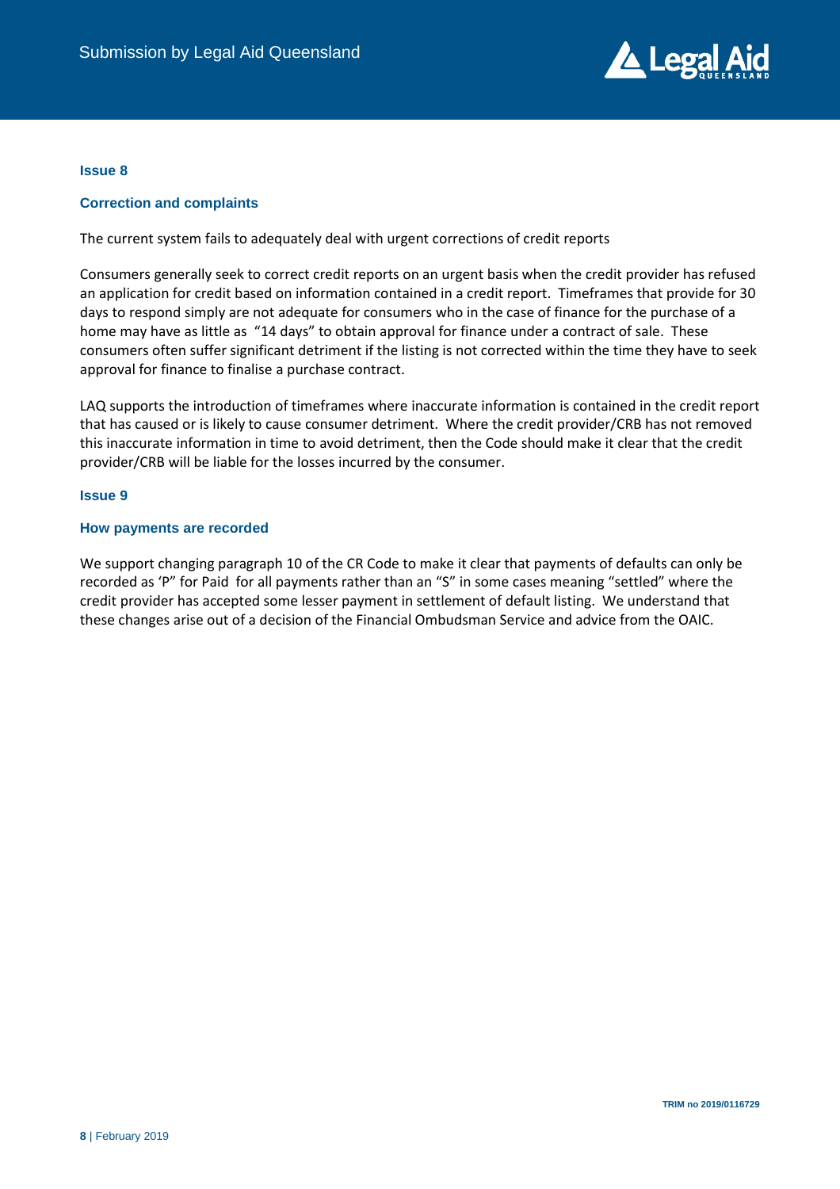### Issue 8

### Correction and complaints

The current system fails to adequately deal with urgent corrections of credit reports

Consumers generally seek to correct credit reports on an urgent basis when the credit provider has refused an application for credit based on information contained in a credit report. Timeframes that provide for 30 days to respond simply are not adequate for consumers who in the case of finance for the purchase of a home may have as little as "14 days" to obtain approval for finance under a contract of sale. These consumers often suffer significant detriment if the listing is not corrected within the time they have to seek approval for finance to finalise a purchase contract.

LAQ supports the introduction of timeframes where inaccurate information is contained in the credit report that has caused or is likely to cause consumer detriment. Where the credit provider/CRB has not removed this inaccurate information in time to avoid detriment, then the Code should make it clear that the credit provider/CRB will be liable for the losses incurred by the consumer.

### Issue 9

### How payments are recorded

We support changing paragraph 10 of the CR Code to make it clear that payments of defaults can only be recorded as 'P" for Paid for all payments rather than an "S" in some cases meaning "settled" where the credit provider has accepted some lesser payment in settlement of default listing. We understand that these changes arise out of a decision of the Financial Ombudsman Service and advice from the OAIC.

TRIM no 2019/0116729